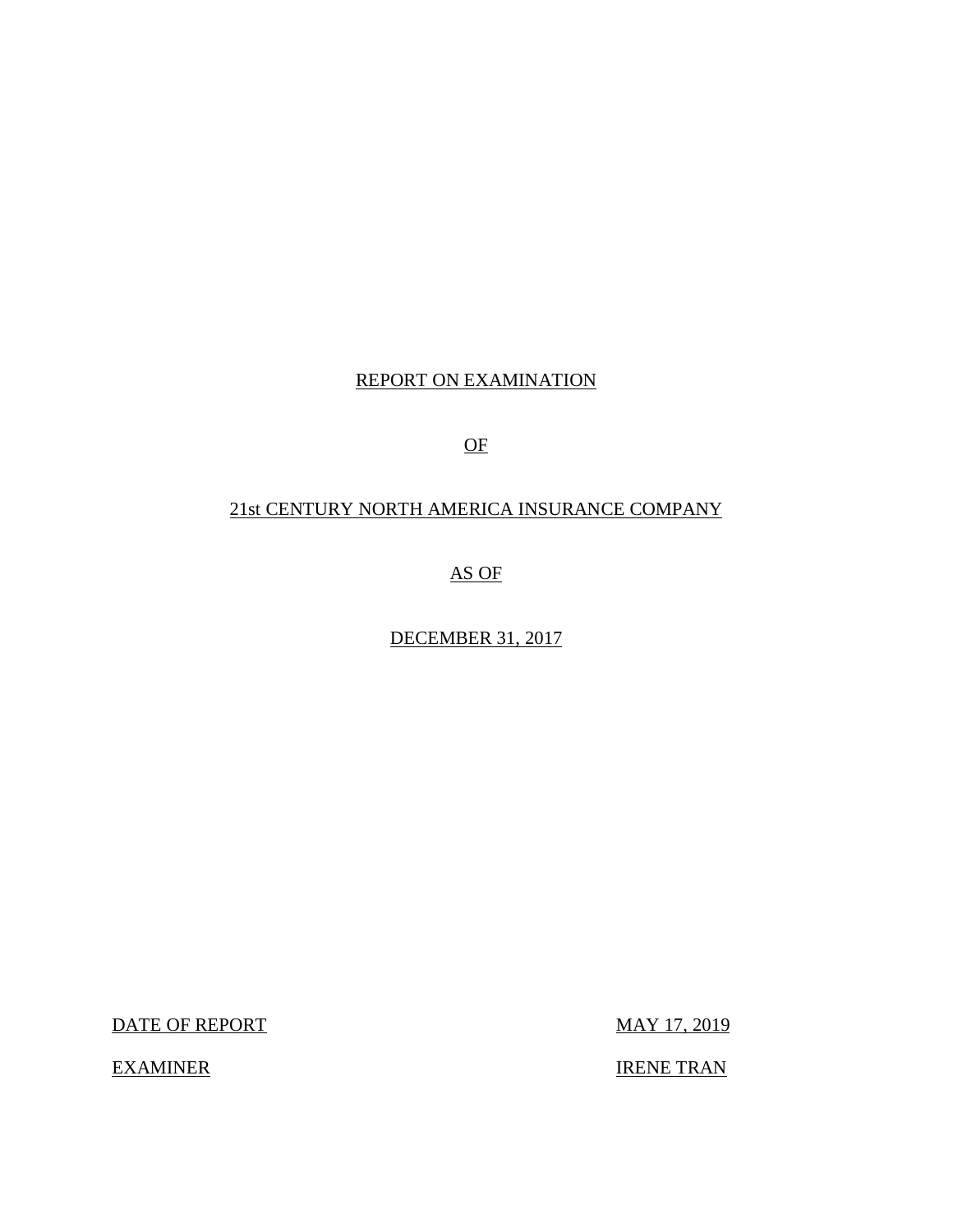REPORT ON EXAMINATION

OF

21st CENTURY NORTH AMERICA INSURANCE COMPANY

AS OF

DECEMBER 31, 2017

| DATE OF REPORT | MAY 17, 2019 |
|---|---|
| EXAMINER | IRENE TRAN |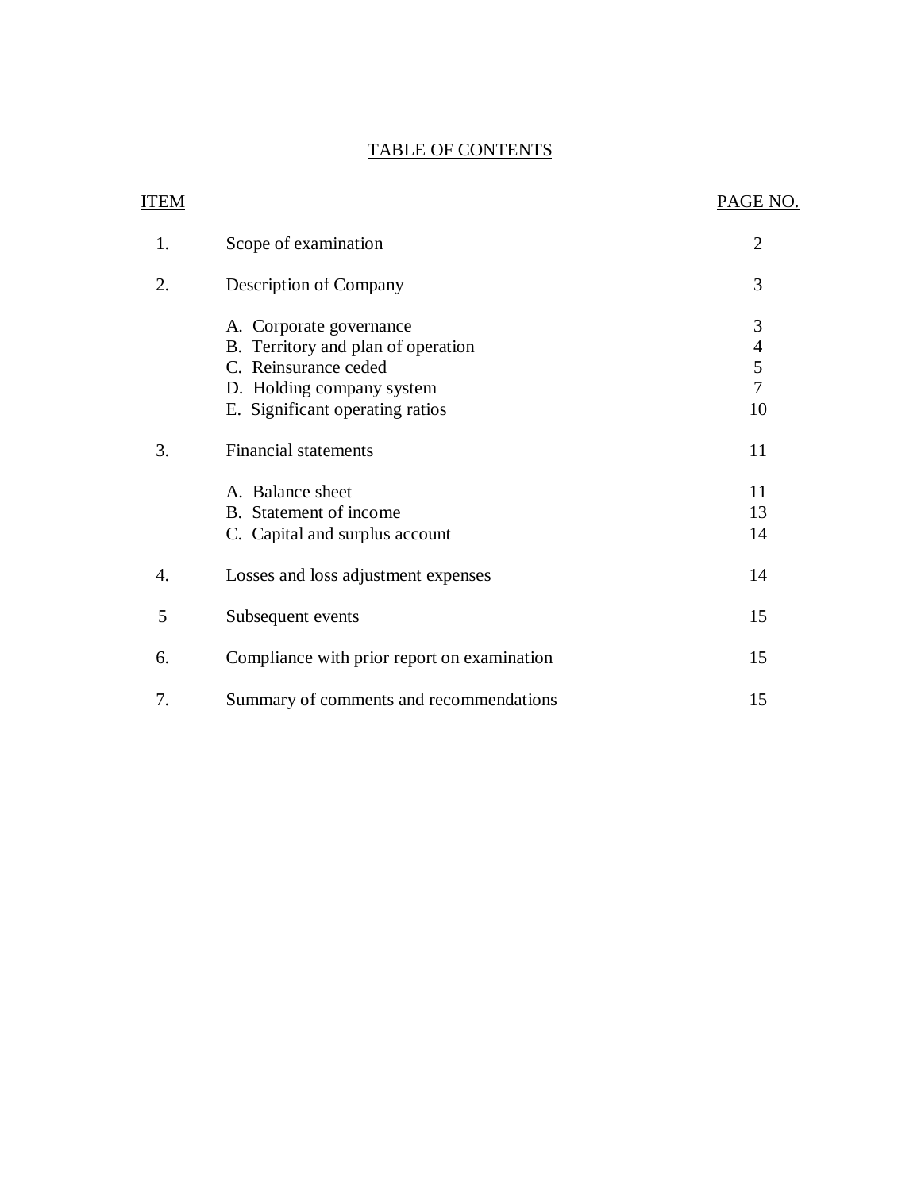# TABLE OF CONTENTS

| ITEM | | PAGE NO. |
|---|---|---|
| 1. | Scope of examination | 2 |
| 2. | Description of Company | 3 |
| | A. Corporate governance | 3 |
| | B. Territory and plan of operation | 4 |
| | C. Reinsurance ceded | 5 |
| | D. Holding company system | 7 |
| | E. Significant operating ratios | 10 |
| 3. | Financial statements | 11 |
| | A. Balance sheet | 11 |
| | B. Statement of income | 13 |
| | C. Capital and surplus account | 14 |
| 4. | Losses and loss adjustment expenses | 14 |
| 5 | Subsequent events | 15 |
| 6. | Compliance with prior report on examination | 15 |
| 7. | Summary of comments and recommendations | 15 |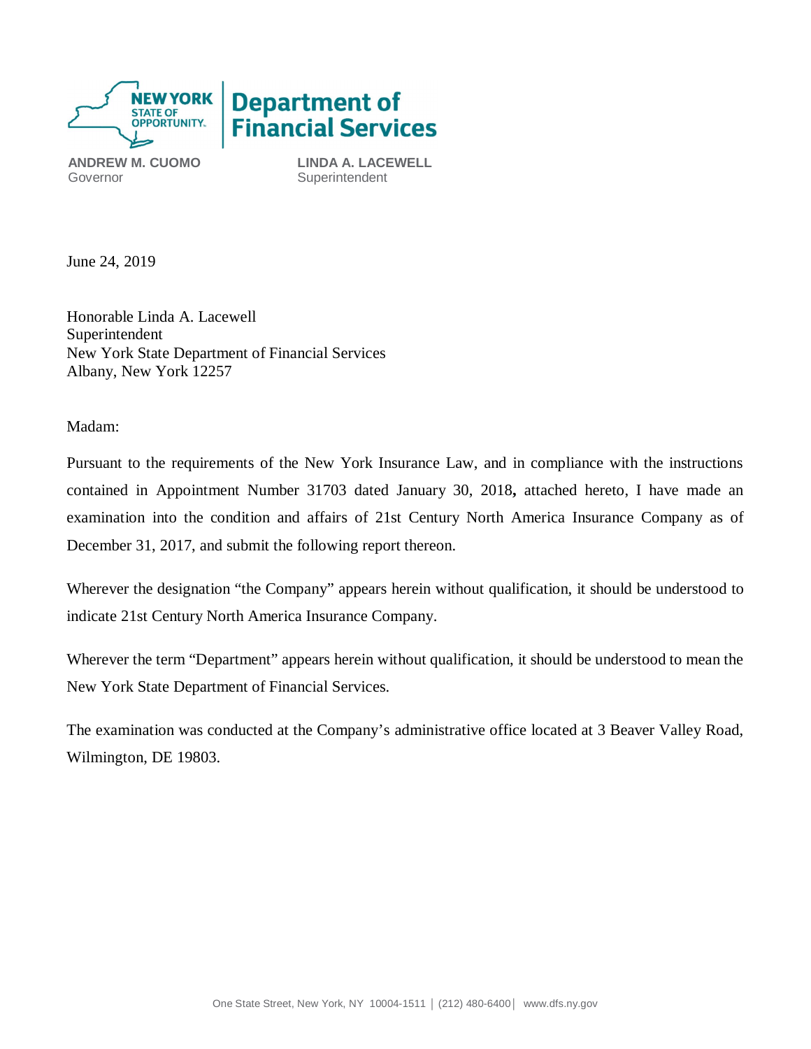NEW YORK STATE OF OPPORTUNITY | Department of Financial Services

**ANDREW M. CUOMO**
Governor

**LINDA A. LACEWELL**
Superintendent

June 24, 2019

Honorable Linda A. Lacewell
Superintendent
New York State Department of Financial Services
Albany, New York 12257

Madam:

Pursuant to the requirements of the New York Insurance Law, and in compliance with the instructions contained in Appointment Number 31703 dated January 30, 2018**,** attached hereto, I have made an examination into the condition and affairs of 21st Century North America Insurance Company as of December 31, 2017, and submit the following report thereon.

Wherever the designation "the Company" appears herein without qualification, it should be understood to indicate 21st Century North America Insurance Company.

Wherever the term "Department" appears herein without qualification, it should be understood to mean the New York State Department of Financial Services.

The examination was conducted at the Company's administrative office located at 3 Beaver Valley Road, Wilmington, DE 19803.

One State Street, New York, NY 10004-1511 | (212) 480-6400 | www.dfs.ny.gov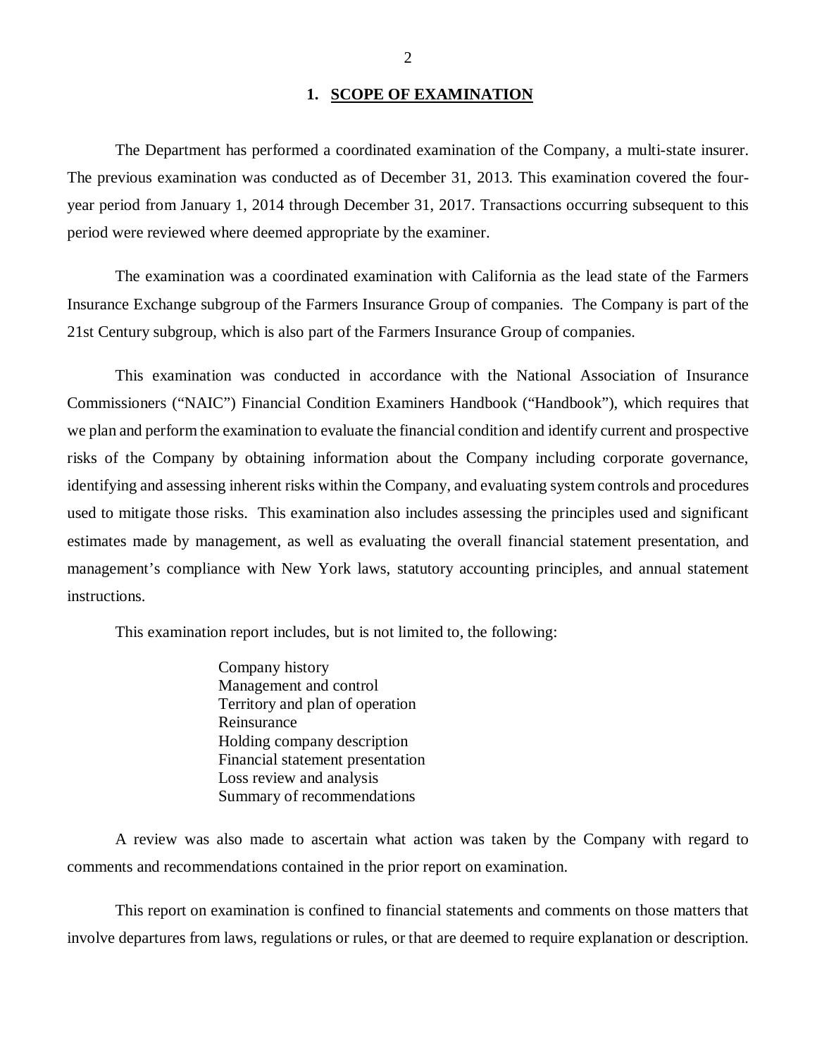## 1. SCOPE OF EXAMINATION

The Department has performed a coordinated examination of the Company, a multi-state insurer. The previous examination was conducted as of December 31, 2013. This examination covered the four-year period from January 1, 2014 through December 31, 2017. Transactions occurring subsequent to this period were reviewed where deemed appropriate by the examiner.

The examination was a coordinated examination with California as the lead state of the Farmers Insurance Exchange subgroup of the Farmers Insurance Group of companies. The Company is part of the 21st Century subgroup, which is also part of the Farmers Insurance Group of companies.

This examination was conducted in accordance with the National Association of Insurance Commissioners ("NAIC") Financial Condition Examiners Handbook ("Handbook"), which requires that we plan and perform the examination to evaluate the financial condition and identify current and prospective risks of the Company by obtaining information about the Company including corporate governance, identifying and assessing inherent risks within the Company, and evaluating system controls and procedures used to mitigate those risks. This examination also includes assessing the principles used and significant estimates made by management, as well as evaluating the overall financial statement presentation, and management's compliance with New York laws, statutory accounting principles, and annual statement instructions.

This examination report includes, but is not limited to, the following:

Company history
Management and control
Territory and plan of operation
Reinsurance
Holding company description
Financial statement presentation
Loss review and analysis
Summary of recommendations

A review was also made to ascertain what action was taken by the Company with regard to comments and recommendations contained in the prior report on examination.

This report on examination is confined to financial statements and comments on those matters that involve departures from laws, regulations or rules, or that are deemed to require explanation or description.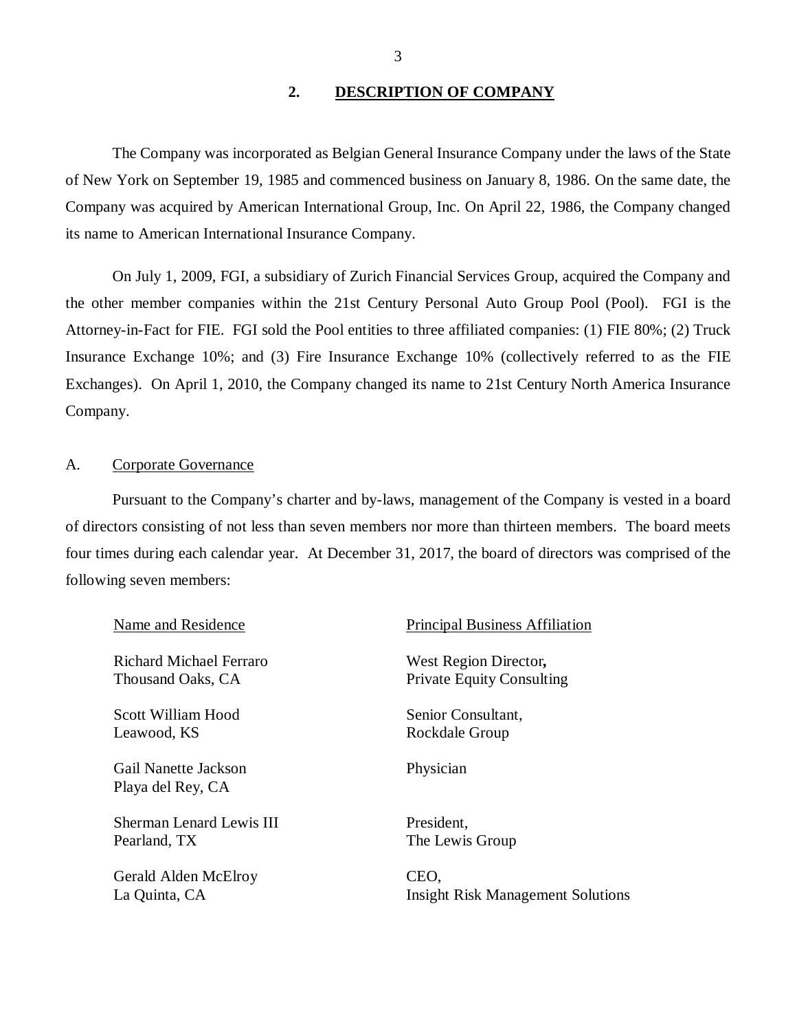## 2. DESCRIPTION OF COMPANY

The Company was incorporated as Belgian General Insurance Company under the laws of the State of New York on September 19, 1985 and commenced business on January 8, 1986. On the same date, the Company was acquired by American International Group, Inc. On April 22, 1986, the Company changed its name to American International Insurance Company.

On July 1, 2009, FGI, a subsidiary of Zurich Financial Services Group, acquired the Company and the other member companies within the 21st Century Personal Auto Group Pool (Pool). FGI is the Attorney-in-Fact for FIE. FGI sold the Pool entities to three affiliated companies: (1) FIE 80%; (2) Truck Insurance Exchange 10%; and (3) Fire Insurance Exchange 10% (collectively referred to as the FIE Exchanges). On April 1, 2010, the Company changed its name to 21st Century North America Insurance Company.

### A. Corporate Governance

Pursuant to the Company's charter and by-laws, management of the Company is vested in a board of directors consisting of not less than seven members nor more than thirteen members. The board meets four times during each calendar year. At December 31, 2017, the board of directors was comprised of the following seven members:

| Name and Residence | Principal Business Affiliation |
|---|---|
| Richard Michael Ferraro<br>Thousand Oaks, CA | West Region Director,<br>Private Equity Consulting |
| Scott William Hood<br>Leawood, KS | Senior Consultant,<br>Rockdale Group |
| Gail Nanette Jackson<br>Playa del Rey, CA | Physician |
| Sherman Lenard Lewis III<br>Pearland, TX | President,<br>The Lewis Group |
| Gerald Alden McElroy<br>La Quinta, CA | CEO,<br>Insight Risk Management Solutions |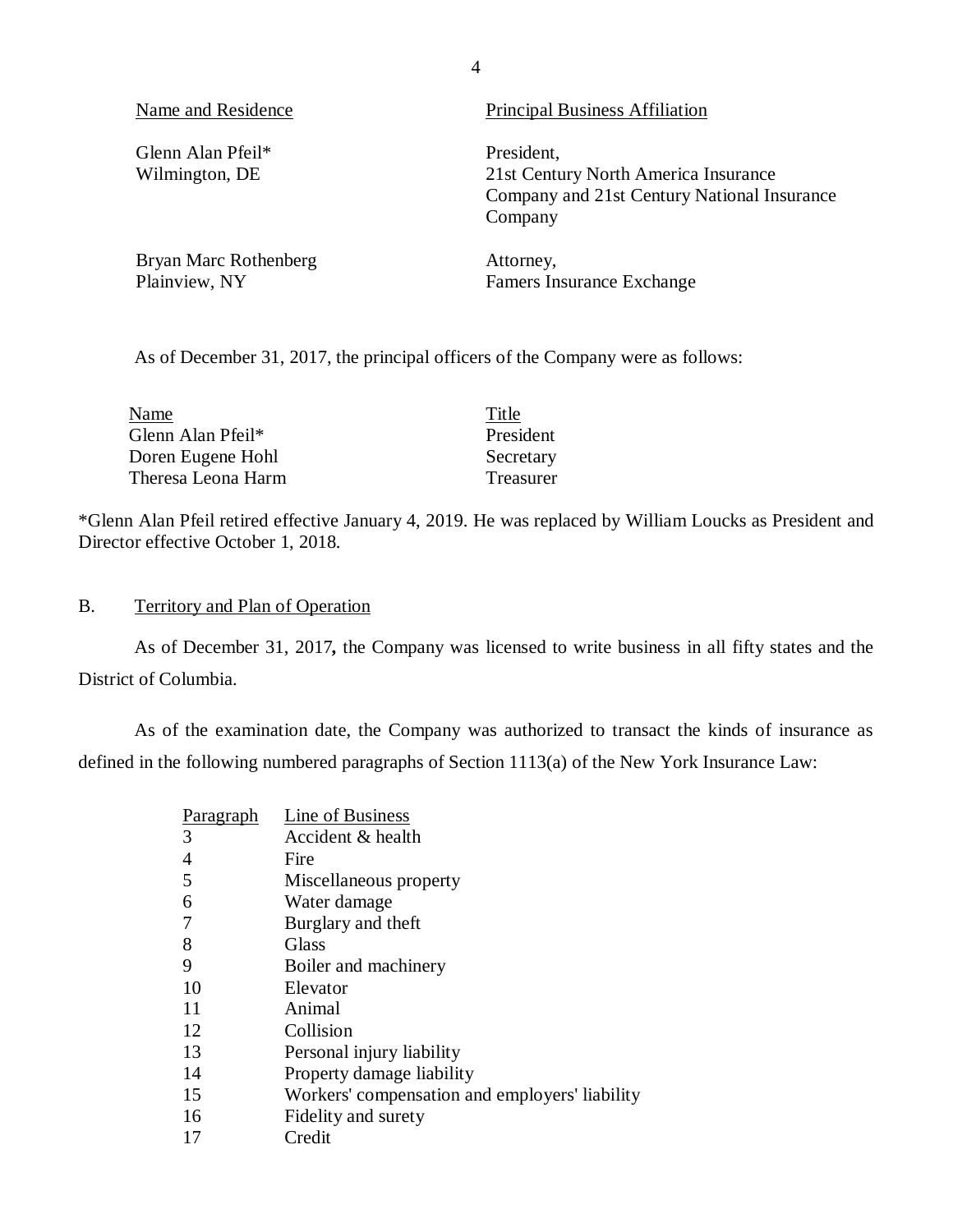| Name and Residence | Principal Business Affiliation |
| --- | --- |
| Glenn Alan Pfeil*<br>Wilmington, DE | President,<br>21st Century North America Insurance Company and 21st Century National Insurance Company |
| Bryan Marc Rothenberg<br>Plainview, NY | Attorney,<br>Famers Insurance Exchange |

As of December 31, 2017, the principal officers of the Company were as follows:

| Name | Title |
| --- | --- |
| Glenn Alan Pfeil* | President |
| Doren Eugene Hohl | Secretary |
| Theresa Leona Harm | Treasurer |

*Glenn Alan Pfeil retired effective January 4, 2019. He was replaced by William Loucks as President and Director effective October 1, 2018.

## B. Territory and Plan of Operation

As of December 31, 2017**,** the Company was licensed to write business in all fifty states and the District of Columbia.

As of the examination date, the Company was authorized to transact the kinds of insurance as defined in the following numbered paragraphs of Section 1113(a) of the New York Insurance Law:

| Paragraph | Line of Business |
| --- | --- |
| 3 | Accident & health |
| 4 | Fire |
| 5 | Miscellaneous property |
| 6 | Water damage |
| 7 | Burglary and theft |
| 8 | Glass |
| 9 | Boiler and machinery |
| 10 | Elevator |
| 11 | Animal |
| 12 | Collision |
| 13 | Personal injury liability |
| 14 | Property damage liability |
| 15 | Workers' compensation and employers' liability |
| 16 | Fidelity and surety |
| 17 | Credit |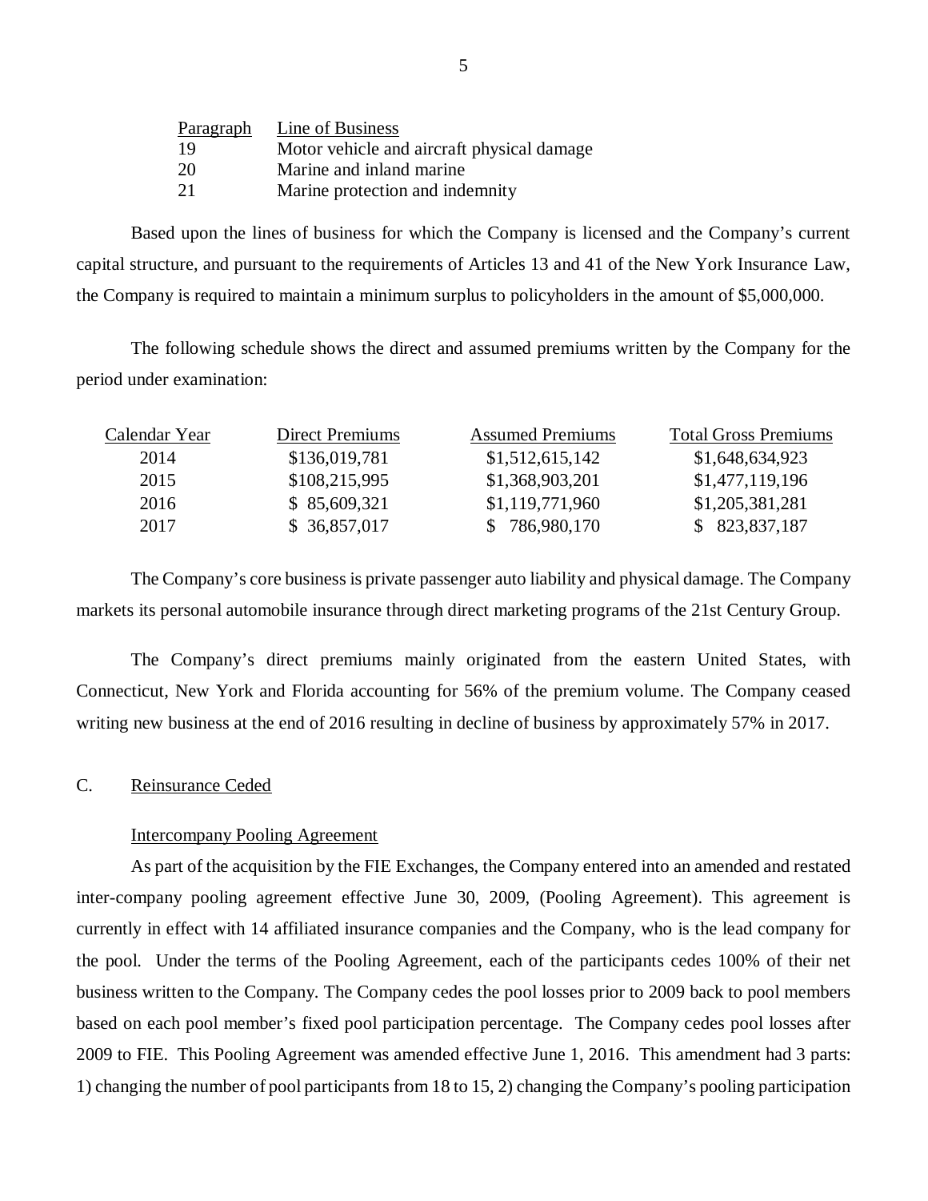| Paragraph | Line of Business |
|---|---|
| 19 | Motor vehicle and aircraft physical damage |
| 20 | Marine and inland marine |
| 21 | Marine protection and indemnity |

Based upon the lines of business for which the Company is licensed and the Company's current capital structure, and pursuant to the requirements of Articles 13 and 41 of the New York Insurance Law, the Company is required to maintain a minimum surplus to policyholders in the amount of $5,000,000.

The following schedule shows the direct and assumed premiums written by the Company for the period under examination:

| Calendar Year | Direct Premiums | Assumed Premiums | Total Gross Premiums |
|---|---|---|---|
| 2014 | $136,019,781 | $1,512,615,142 | $1,648,634,923 |
| 2015 | $108,215,995 | $1,368,903,201 | $1,477,119,196 |
| 2016 | $ 85,609,321 | $1,119,771,960 | $1,205,381,281 |
| 2017 | $ 36,857,017 | $ 786,980,170 | $ 823,837,187 |

The Company's core business is private passenger auto liability and physical damage. The Company markets its personal automobile insurance through direct marketing programs of the 21st Century Group.

The Company's direct premiums mainly originated from the eastern United States, with Connecticut, New York and Florida accounting for 56% of the premium volume. The Company ceased writing new business at the end of 2016 resulting in decline of business by approximately 57% in 2017.

C. Reinsurance Ceded

Intercompany Pooling Agreement

As part of the acquisition by the FIE Exchanges, the Company entered into an amended and restated inter-company pooling agreement effective June 30, 2009, (Pooling Agreement). This agreement is currently in effect with 14 affiliated insurance companies and the Company, who is the lead company for the pool. Under the terms of the Pooling Agreement, each of the participants cedes 100% of their net business written to the Company. The Company cedes the pool losses prior to 2009 back to pool members based on each pool member's fixed pool participation percentage. The Company cedes pool losses after 2009 to FIE. This Pooling Agreement was amended effective June 1, 2016. This amendment had 3 parts: 1) changing the number of pool participants from 18 to 15, 2) changing the Company's pooling participation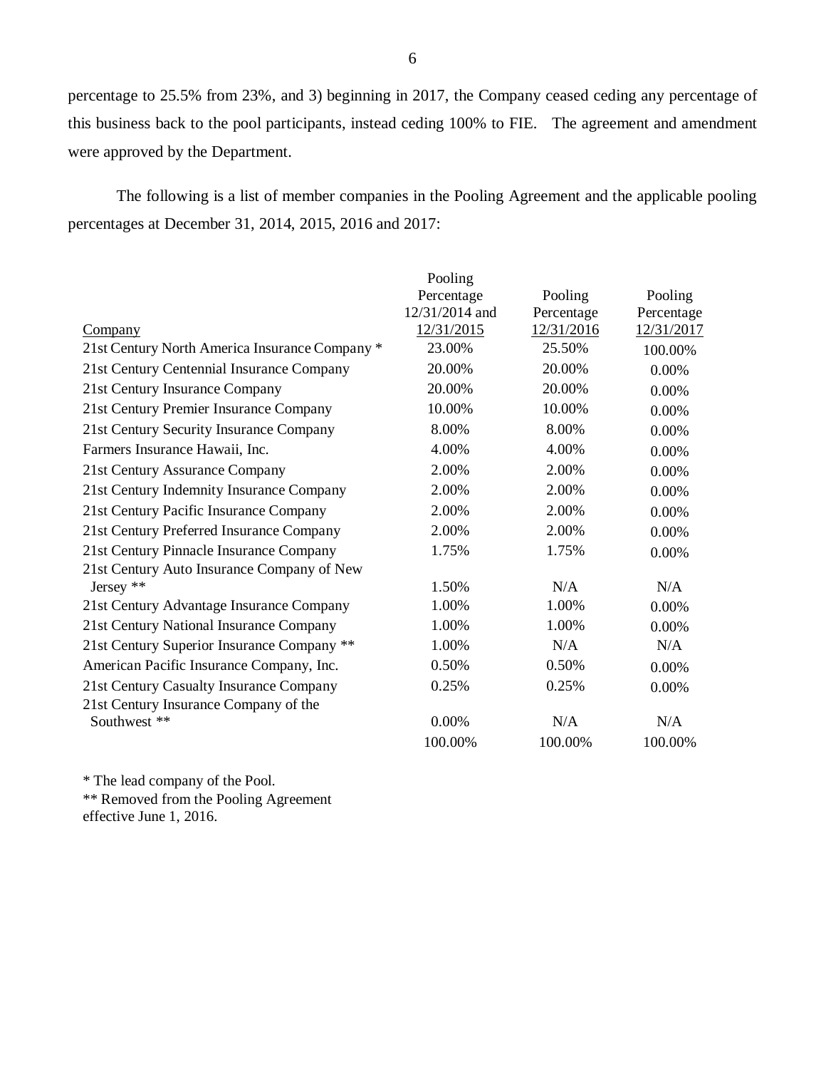percentage to 25.5% from 23%, and 3) beginning in 2017, the Company ceased ceding any percentage of this business back to the pool participants, instead ceding 100% to FIE. The agreement and amendment were approved by the Department.

The following is a list of member companies in the Pooling Agreement and the applicable pooling percentages at December 31, 2014, 2015, 2016 and 2017:

| Company | Pooling Percentage 12/31/2014 and 12/31/2015 | Pooling Percentage 12/31/2016 | Pooling Percentage 12/31/2017 |
|---|---|---|---|
| 21st Century North America Insurance Company * | 23.00% | 25.50% | 100.00% |
| 21st Century Centennial Insurance Company | 20.00% | 20.00% | 0.00% |
| 21st Century Insurance Company | 20.00% | 20.00% | 0.00% |
| 21st Century Premier Insurance Company | 10.00% | 10.00% | 0.00% |
| 21st Century Security Insurance Company | 8.00% | 8.00% | 0.00% |
| Farmers Insurance Hawaii, Inc. | 4.00% | 4.00% | 0.00% |
| 21st Century Assurance Company | 2.00% | 2.00% | 0.00% |
| 21st Century Indemnity Insurance Company | 2.00% | 2.00% | 0.00% |
| 21st Century Pacific Insurance Company | 2.00% | 2.00% | 0.00% |
| 21st Century Preferred Insurance Company | 2.00% | 2.00% | 0.00% |
| 21st Century Pinnacle Insurance Company | 1.75% | 1.75% | 0.00% |
| 21st Century Auto Insurance Company of New Jersey ** | 1.50% | N/A | N/A |
| 21st Century Advantage Insurance Company | 1.00% | 1.00% | 0.00% |
| 21st Century National Insurance Company | 1.00% | 1.00% | 0.00% |
| 21st Century Superior Insurance Company ** | 1.00% | N/A | N/A |
| American Pacific Insurance Company, Inc. | 0.50% | 0.50% | 0.00% |
| 21st Century Casualty Insurance Company | 0.25% | 0.25% | 0.00% |
| 21st Century Insurance Company of the Southwest ** | 0.00% | N/A | N/A |
| | 100.00% | 100.00% | 100.00% |

* The lead company of the Pool.

** Removed from the Pooling Agreement effective June 1, 2016.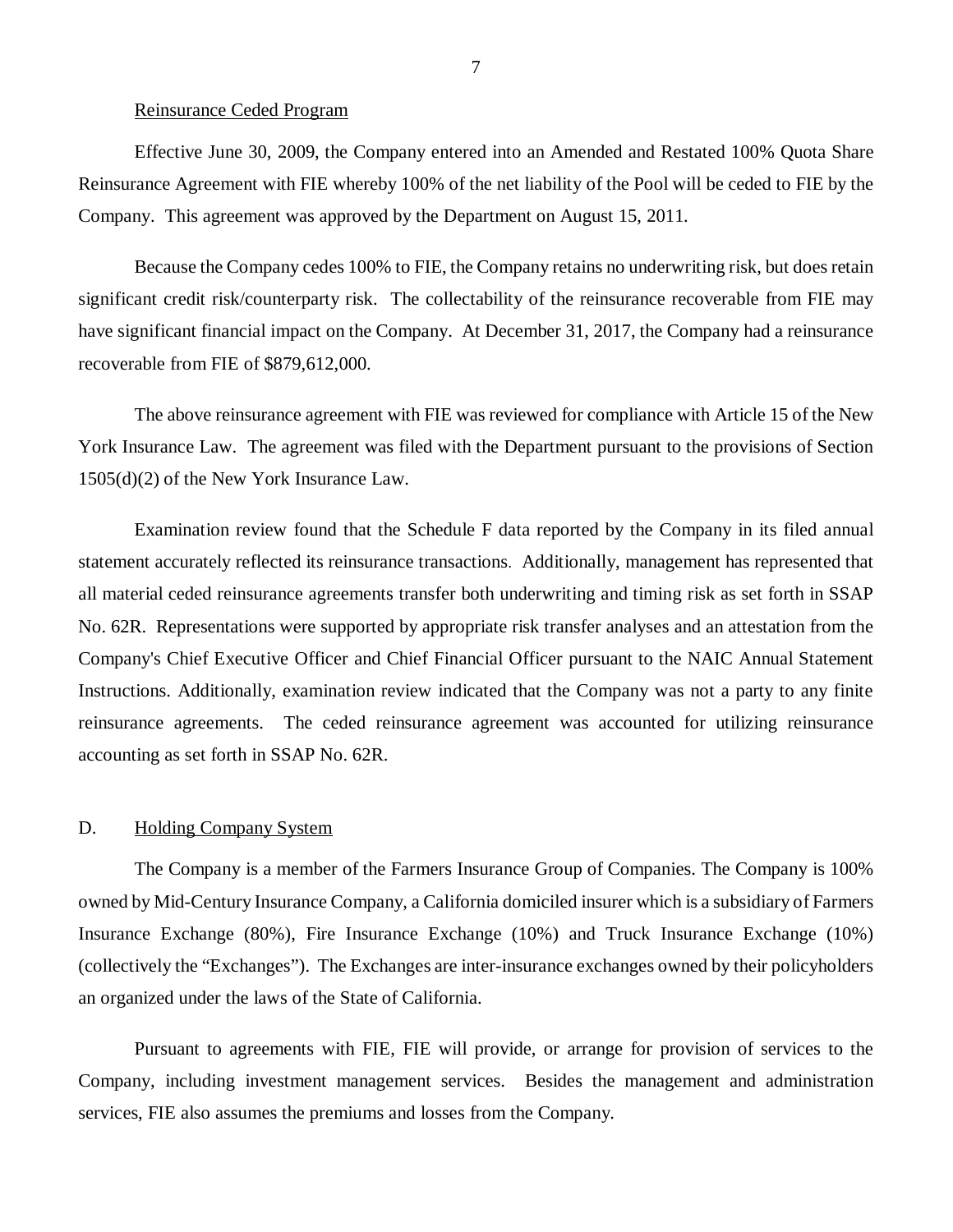Reinsurance Ceded Program

Effective June 30, 2009, the Company entered into an Amended and Restated 100% Quota Share Reinsurance Agreement with FIE whereby 100% of the net liability of the Pool will be ceded to FIE by the Company. This agreement was approved by the Department on August 15, 2011.

Because the Company cedes 100% to FIE, the Company retains no underwriting risk, but does retain significant credit risk/counterparty risk. The collectability of the reinsurance recoverable from FIE may have significant financial impact on the Company. At December 31, 2017, the Company had a reinsurance recoverable from FIE of $879,612,000.

The above reinsurance agreement with FIE was reviewed for compliance with Article 15 of the New York Insurance Law. The agreement was filed with the Department pursuant to the provisions of Section 1505(d)(2) of the New York Insurance Law.

Examination review found that the Schedule F data reported by the Company in its filed annual statement accurately reflected its reinsurance transactions. Additionally, management has represented that all material ceded reinsurance agreements transfer both underwriting and timing risk as set forth in SSAP No. 62R. Representations were supported by appropriate risk transfer analyses and an attestation from the Company's Chief Executive Officer and Chief Financial Officer pursuant to the NAIC Annual Statement Instructions. Additionally, examination review indicated that the Company was not a party to any finite reinsurance agreements. The ceded reinsurance agreement was accounted for utilizing reinsurance accounting as set forth in SSAP No. 62R.

## D. Holding Company System

The Company is a member of the Farmers Insurance Group of Companies. The Company is 100% owned by Mid-Century Insurance Company, a California domiciled insurer which is a subsidiary of Farmers Insurance Exchange (80%), Fire Insurance Exchange (10%) and Truck Insurance Exchange (10%) (collectively the "Exchanges"). The Exchanges are inter-insurance exchanges owned by their policyholders an organized under the laws of the State of California.

Pursuant to agreements with FIE, FIE will provide, or arrange for provision of services to the Company, including investment management services. Besides the management and administration services, FIE also assumes the premiums and losses from the Company.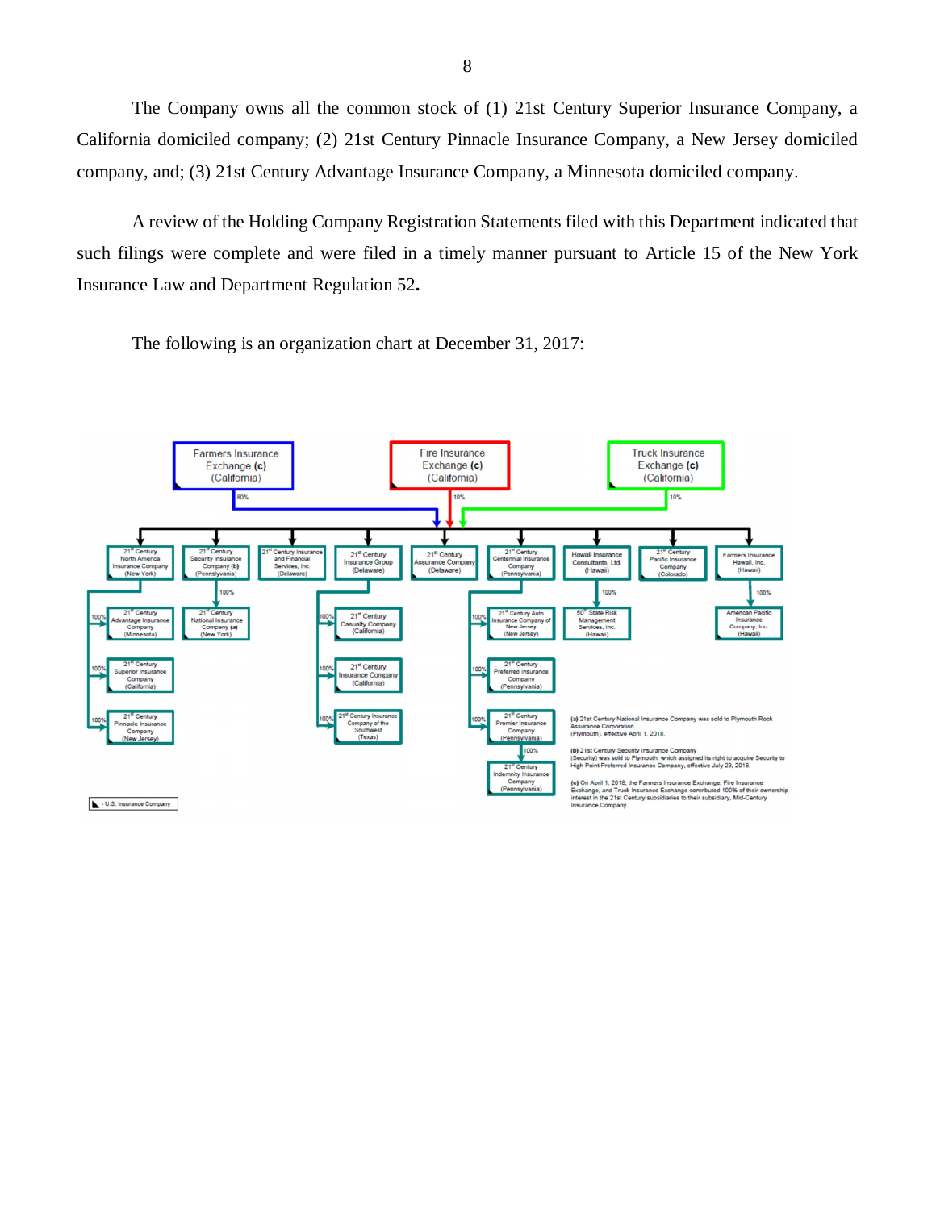The Company owns all the common stock of (1) 21st Century Superior Insurance Company, a California domiciled company; (2) 21st Century Pinnacle Insurance Company, a New Jersey domiciled company, and; (3) 21st Century Advantage Insurance Company, a Minnesota domiciled company.

A review of the Holding Company Registration Statements filed with this Department indicated that such filings were complete and were filed in a timely manner pursuant to Article 15 of the New York Insurance Law and Department Regulation 52**.**

The following is an organization chart at December 31, 2017:

Farmers Insurance Exchange **(c)** (California) — 80%

Fire Insurance Exchange **(c)** (California) — 10%

Truck Insurance Exchange **(c)** (California) — 10%

- 21st Century North America Insurance Company (New York)
  - 100% 21st Century Advantage Insurance Company (Minnesota)
  - 100% 21st Century Superior Insurance Company (California)
  - 100% 21st Century Pinnacle Insurance Company (New Jersey)
- 21st Century Security Insurance Company **(b)** (Pennsylvania)
  - 100% 21st Century National Insurance Company **(a)** (New York)
- 21st Century Insurance and Financial Services, Inc. (Delaware)
- 21st Century Insurance Group (Delaware)
  - 100% 21st Century Casualty Company (California)
  - 100% 21st Century Insurance Company (California)
  - 100% 21st Century Insurance Company of the Southwest (Texas)
- 21st Century Assurance Company (Delaware)
- 21st Century Centennial Insurance Company (Pennsylvania)
  - 100% 21st Century Auto Insurance Company of New Jersey (New Jersey)
  - 100% 21st Century Preferred Insurance Company (Pennsylvania)
  - 100% 21st Century Premier Insurance Company (Pennsylvania)
    - 100% 21st Century Indemnity Insurance Company (Pennsylvania)
- Hawaii Insurance Consultants, Ltd. (Hawaii)
  - 100% 50th State Risk Management Services, Inc. (Hawaii)
- 21st Century Pacific Insurance Company (Colorado)
- Farmers Insurance Hawaii, Inc. (Hawaii)
  - 100% American Pacific Insurance Company, Inc. (Hawaii)

◣ - U.S. Insurance Company

**(a)** 21st Century National Insurance Company was sold to Plymouth Rock Assurance Corporation (Plymouth), effective April 1, 2018.

**(b)** 21st Century Security Insurance Company (Security) was sold to Plymouth, which assigned its right to acquire Security to High Point Preferred Insurance Company, effective July 23, 2018.

**(c)** On April 1, 2018, the Farmers Insurance Exchange, Fire Insurance Exchange, and Truck Insurance Exchange contributed 100% of their ownership interest in the 21st Century subsidiaries to their subsidiary, Mid-Century Insurance Company.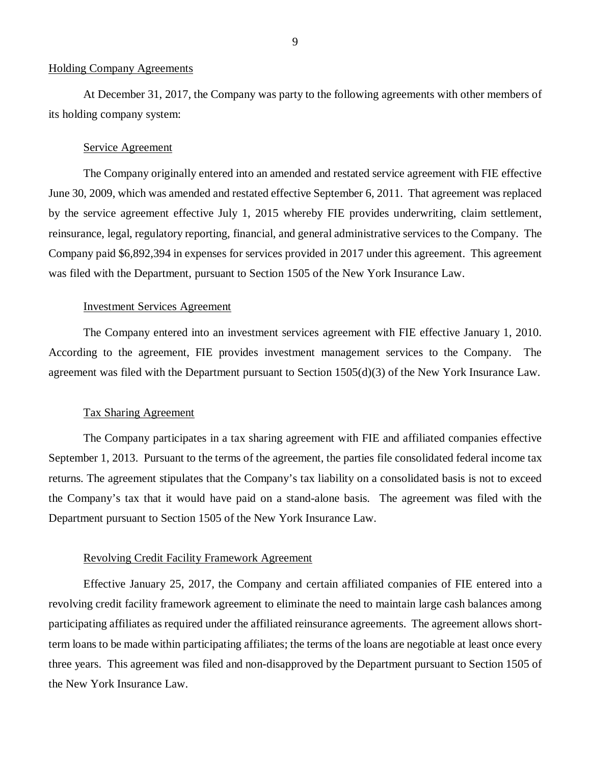## Holding Company Agreements

At December 31, 2017, the Company was party to the following agreements with other members of its holding company system:

### Service Agreement

The Company originally entered into an amended and restated service agreement with FIE effective June 30, 2009, which was amended and restated effective September 6, 2011. That agreement was replaced by the service agreement effective July 1, 2015 whereby FIE provides underwriting, claim settlement, reinsurance, legal, regulatory reporting, financial, and general administrative services to the Company. The Company paid $6,892,394 in expenses for services provided in 2017 under this agreement. This agreement was filed with the Department, pursuant to Section 1505 of the New York Insurance Law.

### Investment Services Agreement

The Company entered into an investment services agreement with FIE effective January 1, 2010. According to the agreement, FIE provides investment management services to the Company. The agreement was filed with the Department pursuant to Section 1505(d)(3) of the New York Insurance Law.

### Tax Sharing Agreement

The Company participates in a tax sharing agreement with FIE and affiliated companies effective September 1, 2013. Pursuant to the terms of the agreement, the parties file consolidated federal income tax returns. The agreement stipulates that the Company's tax liability on a consolidated basis is not to exceed the Company's tax that it would have paid on a stand-alone basis. The agreement was filed with the Department pursuant to Section 1505 of the New York Insurance Law.

### Revolving Credit Facility Framework Agreement

Effective January 25, 2017, the Company and certain affiliated companies of FIE entered into a revolving credit facility framework agreement to eliminate the need to maintain large cash balances among participating affiliates as required under the affiliated reinsurance agreements. The agreement allows short-term loans to be made within participating affiliates; the terms of the loans are negotiable at least once every three years. This agreement was filed and non-disapproved by the Department pursuant to Section 1505 of the New York Insurance Law.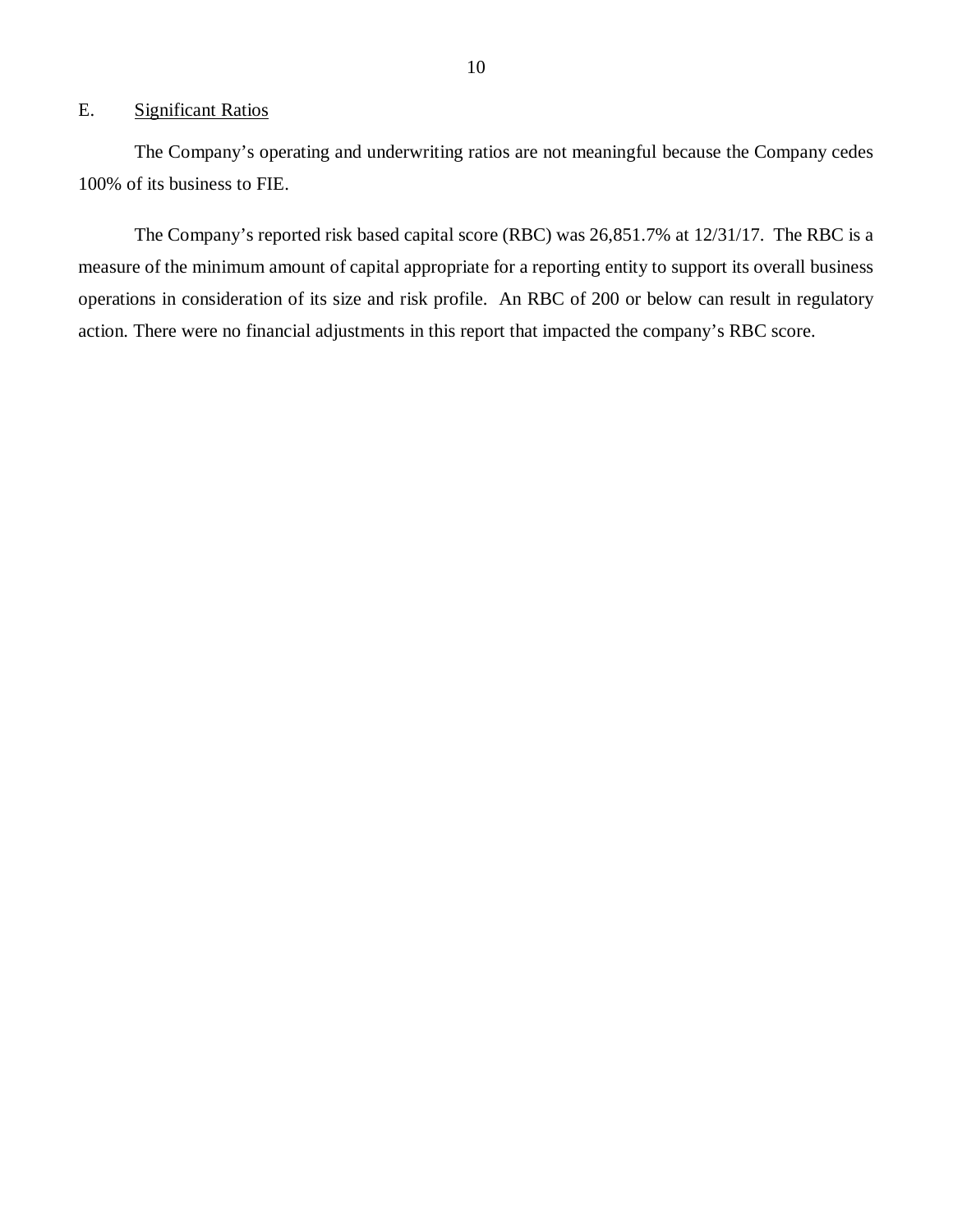## E. Significant Ratios

The Company's operating and underwriting ratios are not meaningful because the Company cedes 100% of its business to FIE.

The Company's reported risk based capital score (RBC) was 26,851.7% at 12/31/17. The RBC is a measure of the minimum amount of capital appropriate for a reporting entity to support its overall business operations in consideration of its size and risk profile. An RBC of 200 or below can result in regulatory action. There were no financial adjustments in this report that impacted the company's RBC score.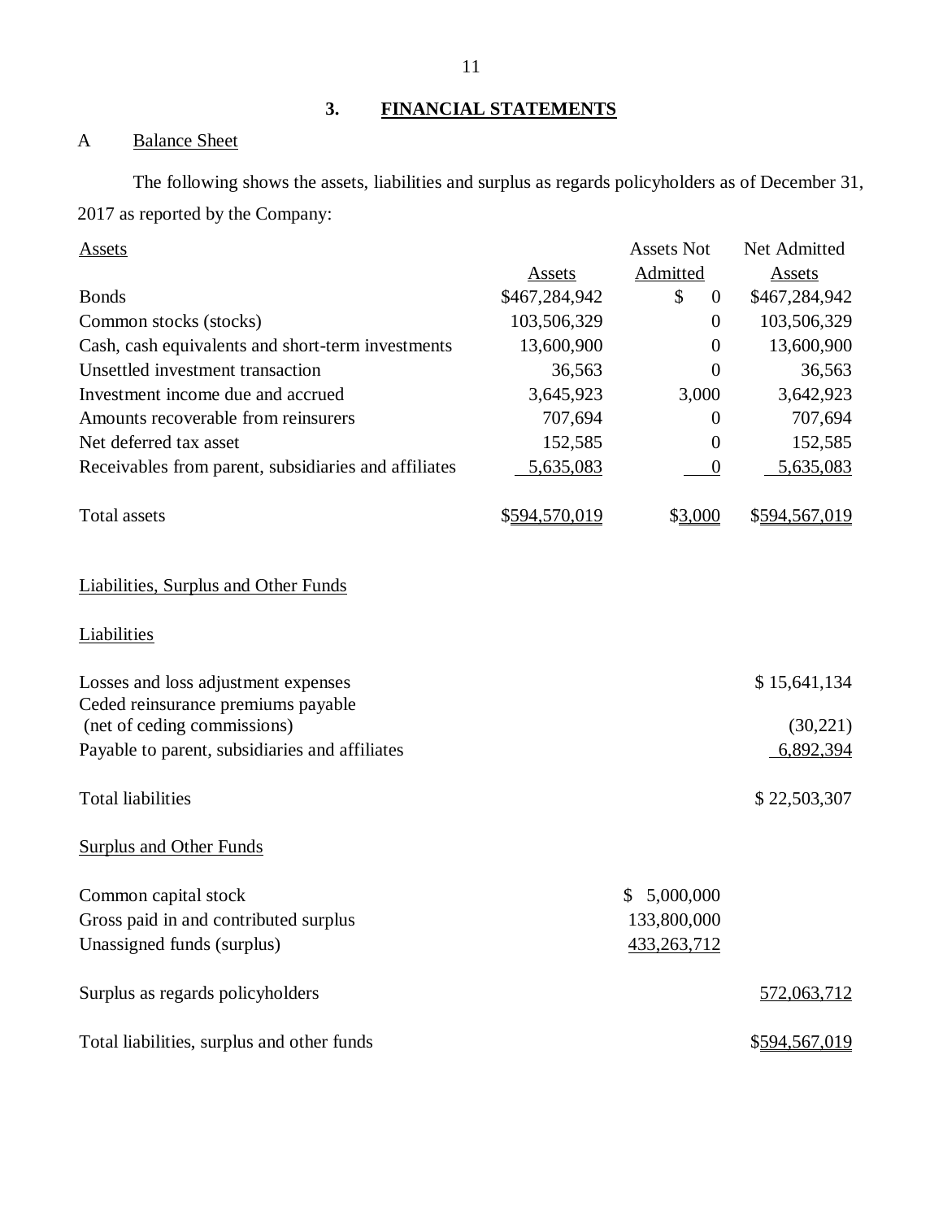## 3. FINANCIAL STATEMENTS

### A Balance Sheet

The following shows the assets, liabilities and surplus as regards policyholders as of December 31, 2017 as reported by the Company:

| Assets | Assets | Assets Not Admitted | Net Admitted Assets |
|---|---|---|---|
| Bonds | $467,284,942 | $ 0 | $467,284,942 |
| Common stocks (stocks) | 103,506,329 | 0 | 103,506,329 |
| Cash, cash equivalents and short-term investments | 13,600,900 | 0 | 13,600,900 |
| Unsettled investment transaction | 36,563 | 0 | 36,563 |
| Investment income due and accrued | 3,645,923 | 3,000 | 3,642,923 |
| Amounts recoverable from reinsurers | 707,694 | 0 | 707,694 |
| Net deferred tax asset | 152,585 | 0 | 152,585 |
| Receivables from parent, subsidiaries and affiliates | 5,635,083 | 0 | 5,635,083 |
| Total assets | $594,570,019 | $3,000 | $594,567,019 |

| Liabilities, Surplus and Other Funds | | |
|---|---|---|
| **Liabilities** | | |
| Losses and loss adjustment expenses | | $ 15,641,134 |
| Ceded reinsurance premiums payable (net of ceding commissions) | | (30,221) |
| Payable to parent, subsidiaries and affiliates | | 6,892,394 |
| Total liabilities | | $ 22,503,307 |
| **Surplus and Other Funds** | | |
| Common capital stock | $ 5,000,000 | |
| Gross paid in and contributed surplus | 133,800,000 | |
| Unassigned funds (surplus) | 433,263,712 | |
| Surplus as regards policyholders | | 572,063,712 |
| Total liabilities, surplus and other funds | | $594,567,019 |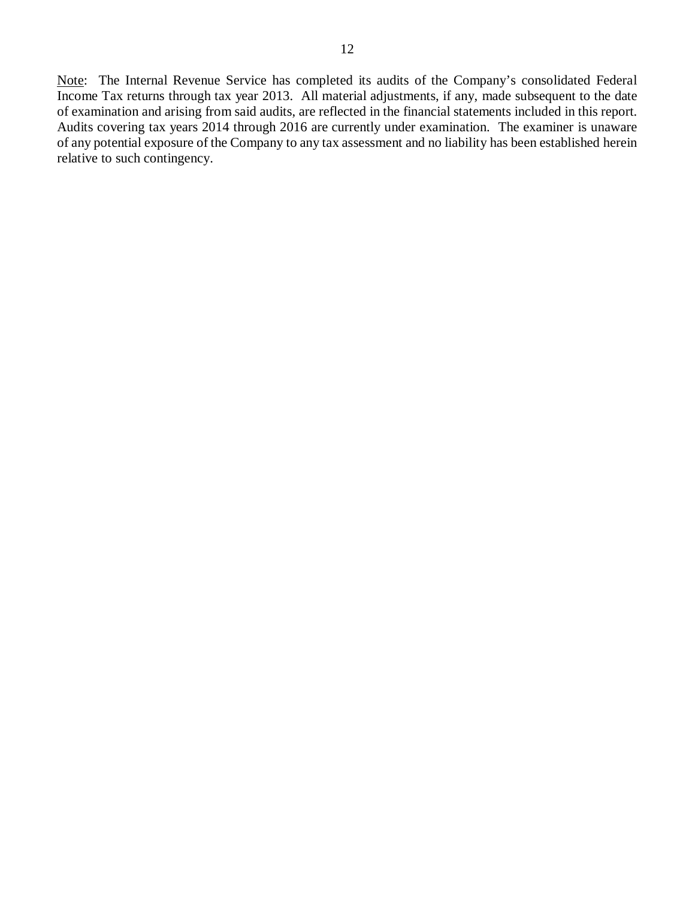<u>Note</u>: The Internal Revenue Service has completed its audits of the Company's consolidated Federal Income Tax returns through tax year 2013. All material adjustments, if any, made subsequent to the date of examination and arising from said audits, are reflected in the financial statements included in this report. Audits covering tax years 2014 through 2016 are currently under examination. The examiner is unaware of any potential exposure of the Company to any tax assessment and no liability has been established herein relative to such contingency.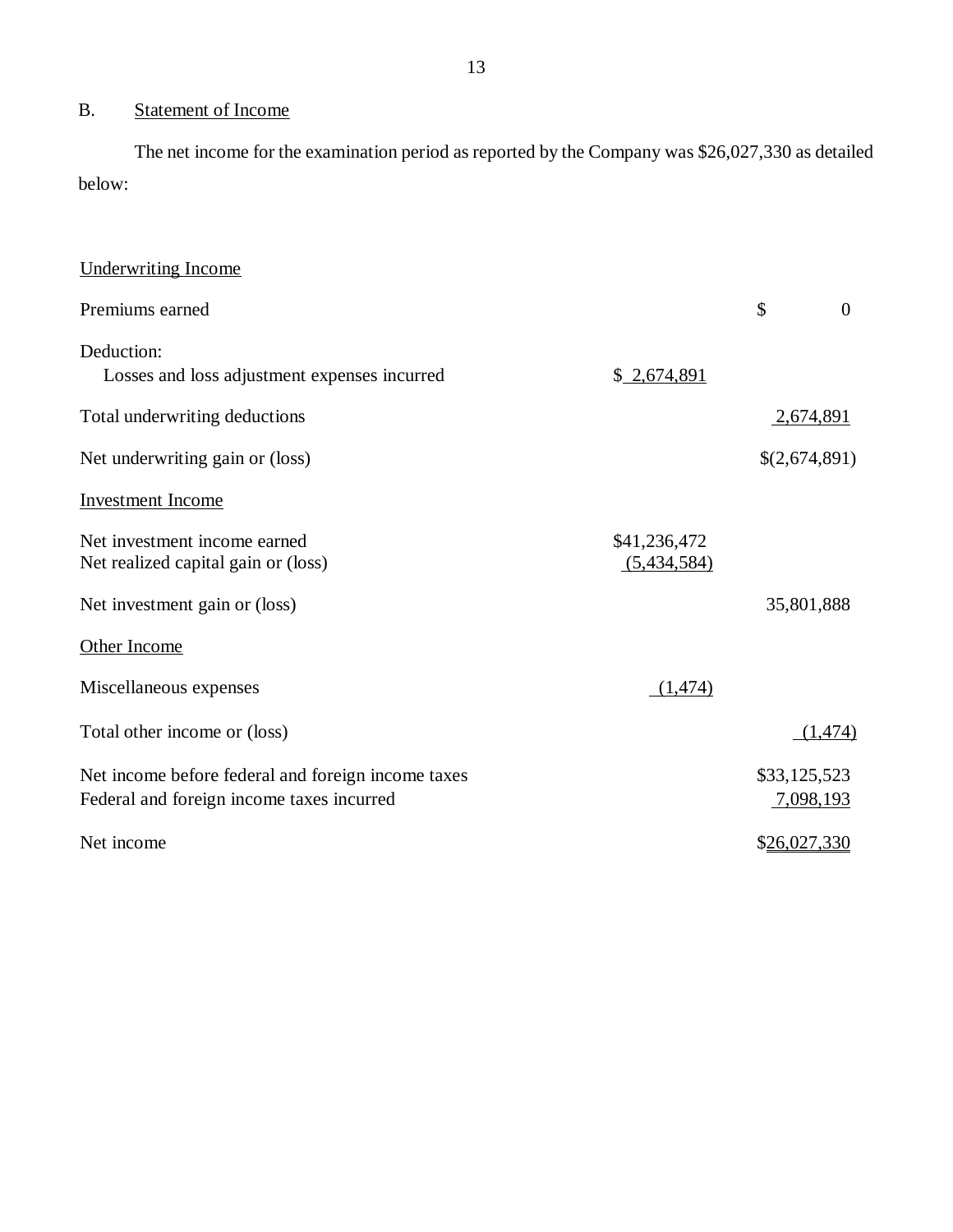## B. Statement of Income

The net income for the examination period as reported by the Company was $26,027,330 as detailed below:

| | | |
|---|---|---|
| Underwriting Income | | |
| Premiums earned | | $ 0 |
| Deduction: | | |
| Losses and loss adjustment expenses incurred | $ 2,674,891 | |
| Total underwriting deductions | | 2,674,891 |
| Net underwriting gain or (loss) | | $(2,674,891) |
| Investment Income | | |
| Net investment income earned | $41,236,472 | |
| Net realized capital gain or (loss) | (5,434,584) | |
| Net investment gain or (loss) | | 35,801,888 |
| Other Income | | |
| Miscellaneous expenses | (1,474) | |
| Total other income or (loss) | | (1,474) |
| Net income before federal and foreign income taxes | | $33,125,523 |
| Federal and foreign income taxes incurred | | 7,098,193 |
| Net income | | $26,027,330 |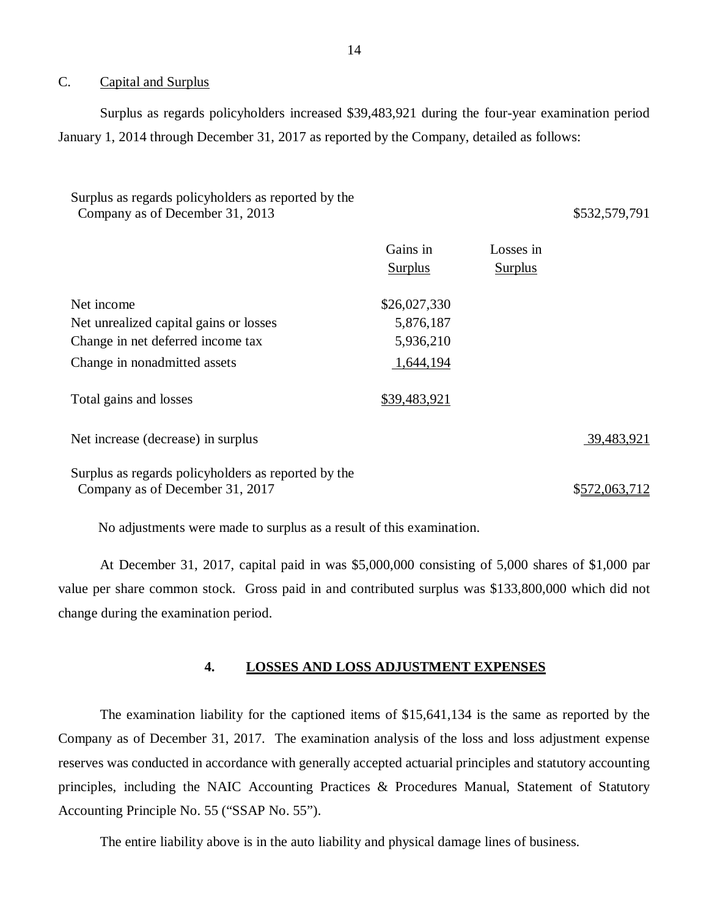## C. Capital and Surplus

Surplus as regards policyholders increased $39,483,921 during the four-year examination period January 1, 2014 through December 31, 2017 as reported by the Company, detailed as follows:

| | Gains in Surplus | Losses in Surplus | |
|---|---|---|---|
| Surplus as regards policyholders as reported by the Company as of December 31, 2013 | | | $532,579,791 |
| Net income | $26,027,330 | | |
| Net unrealized capital gains or losses | 5,876,187 | | |
| Change in net deferred income tax | 5,936,210 | | |
| Change in nonadmitted assets | 1,644,194 | | |
| Total gains and losses | $39,483,921 | | |
| Net increase (decrease) in surplus | | | 39,483,921 |
| Surplus as regards policyholders as reported by the Company as of December 31, 2017 | | | $572,063,712 |

No adjustments were made to surplus as a result of this examination.

At December 31, 2017, capital paid in was $5,000,000 consisting of 5,000 shares of $1,000 par value per share common stock. Gross paid in and contributed surplus was $133,800,000 which did not change during the examination period.

## 4. LOSSES AND LOSS ADJUSTMENT EXPENSES

The examination liability for the captioned items of $15,641,134 is the same as reported by the Company as of December 31, 2017. The examination analysis of the loss and loss adjustment expense reserves was conducted in accordance with generally accepted actuarial principles and statutory accounting principles, including the NAIC Accounting Practices & Procedures Manual, Statement of Statutory Accounting Principle No. 55 ("SSAP No. 55").

The entire liability above is in the auto liability and physical damage lines of business.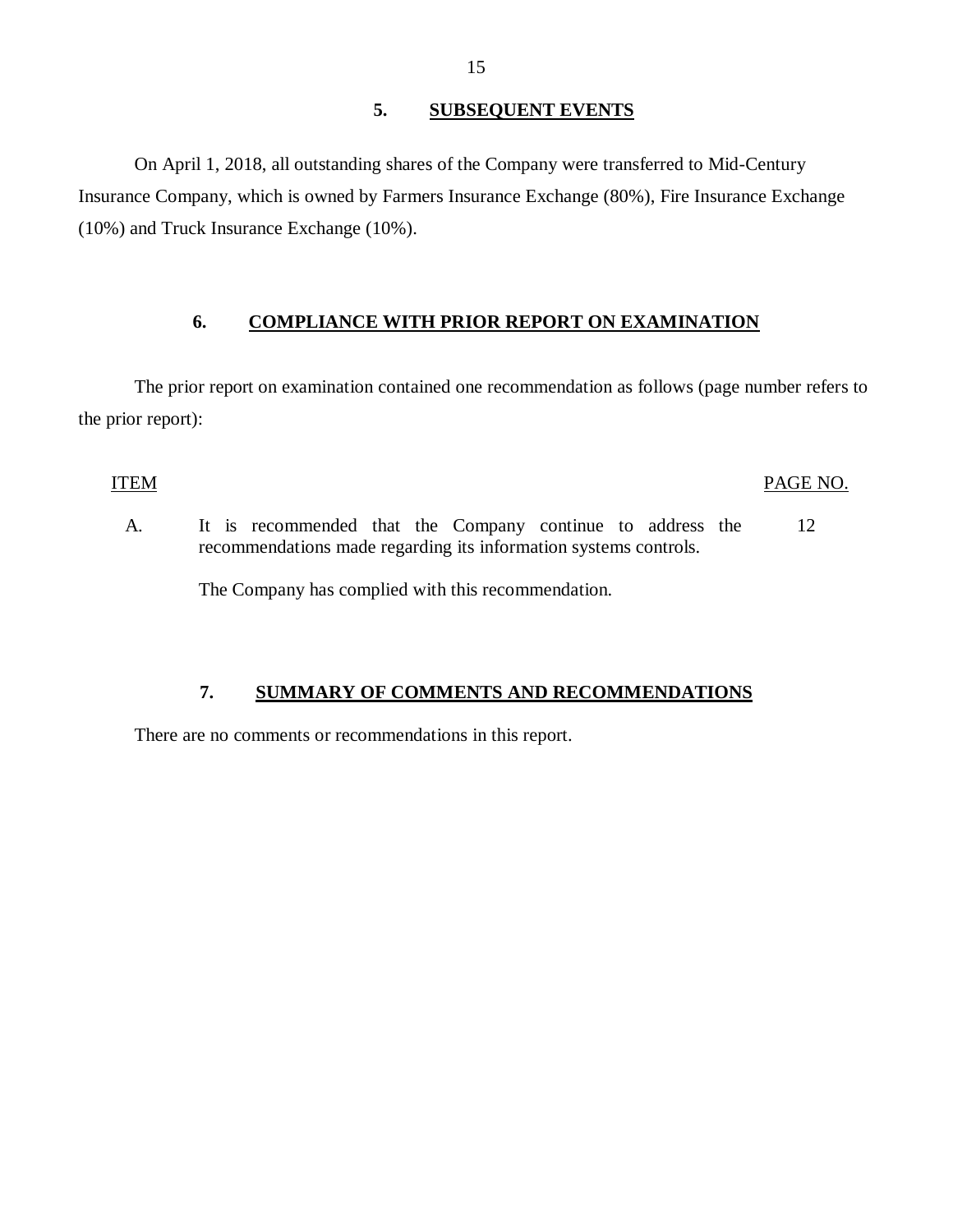## 5. SUBSEQUENT EVENTS

On April 1, 2018, all outstanding shares of the Company were transferred to Mid-Century Insurance Company, which is owned by Farmers Insurance Exchange (80%), Fire Insurance Exchange (10%) and Truck Insurance Exchange (10%).

## 6. COMPLIANCE WITH PRIOR REPORT ON EXAMINATION

The prior report on examination contained one recommendation as follows (page number refers to the prior report):

| ITEM | | PAGE NO. |
|---|---|---|
| A. | It is recommended that the Company continue to address the recommendations made regarding its information systems controls.<br><br>The Company has complied with this recommendation. | 12 |

## 7. SUMMARY OF COMMENTS AND RECOMMENDATIONS

There are no comments or recommendations in this report.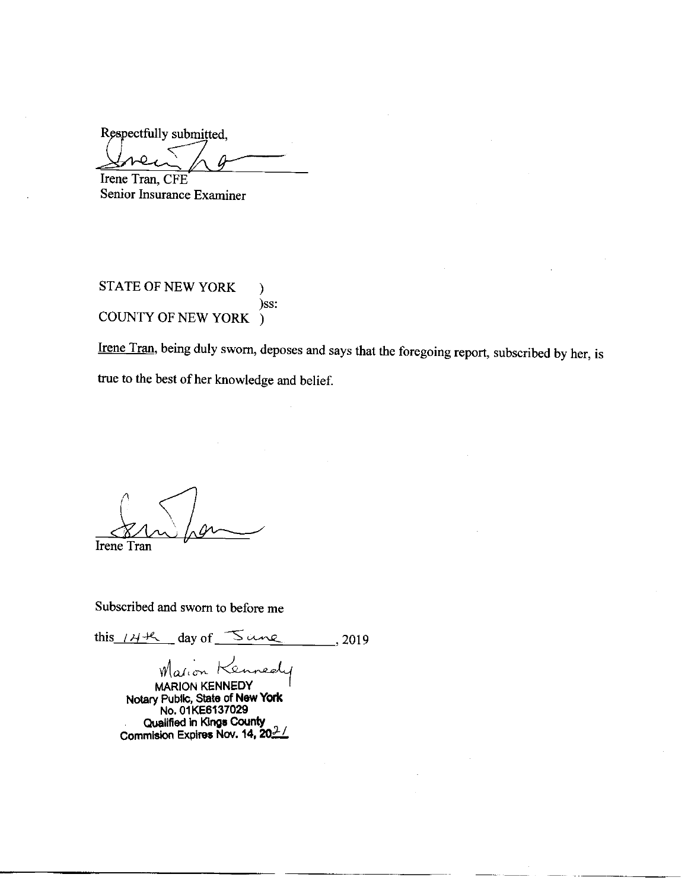Respectfully submitted,

Irene Tran, CFE
Senior Insurance Examiner

STATE OF NEW YORK )
)ss:
COUNTY OF NEW YORK )

Irene Tran, being duly sworn, deposes and says that the foregoing report, subscribed by her, is true to the best of her knowledge and belief.

Irene Tran

Subscribed and sworn to before me

this 14th day of June, 2019

Marion Kennedy
MARION KENNEDY
Notary Public, State of New York
No. 01KE6137029
Qualified in Kings County
Commision Expires Nov. 14, 2021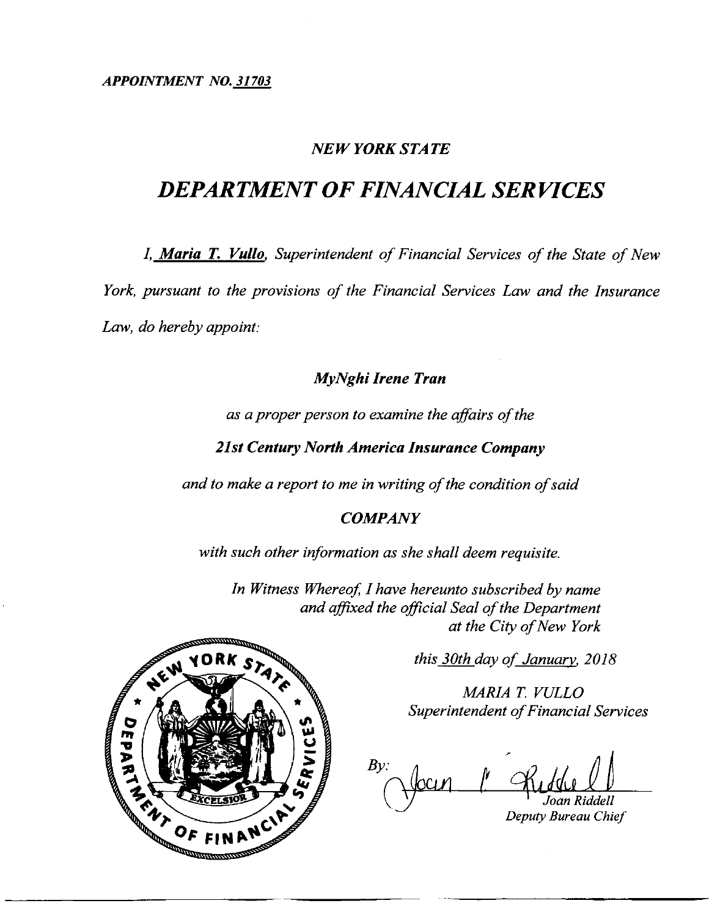*APPOINTMENT NO. 31703*

## *NEW YORK STATE*

# *DEPARTMENT OF FINANCIAL SERVICES*

*I, **Maria T. Vullo**, Superintendent of Financial Services of the State of New York, pursuant to the provisions of the Financial Services Law and the Insurance Law, do hereby appoint:*

***MyNghi Irene Tran***

*as a proper person to examine the affairs of the*

***21st Century North America Insurance Company***

*and to make a report to me in writing of the condition of said*

***COMPANY***

*with such other information as she shall deem requisite.*

*In Witness Whereof, I have hereunto subscribed by name and affixed the official Seal of the Department at the City of New York*

*this 30th day of January, 2018*

*MARIA T. VULLO*
*Superintendent of Financial Services*

*By:* Joan P. Riddell
*Joan Riddell*
*Deputy Bureau Chief*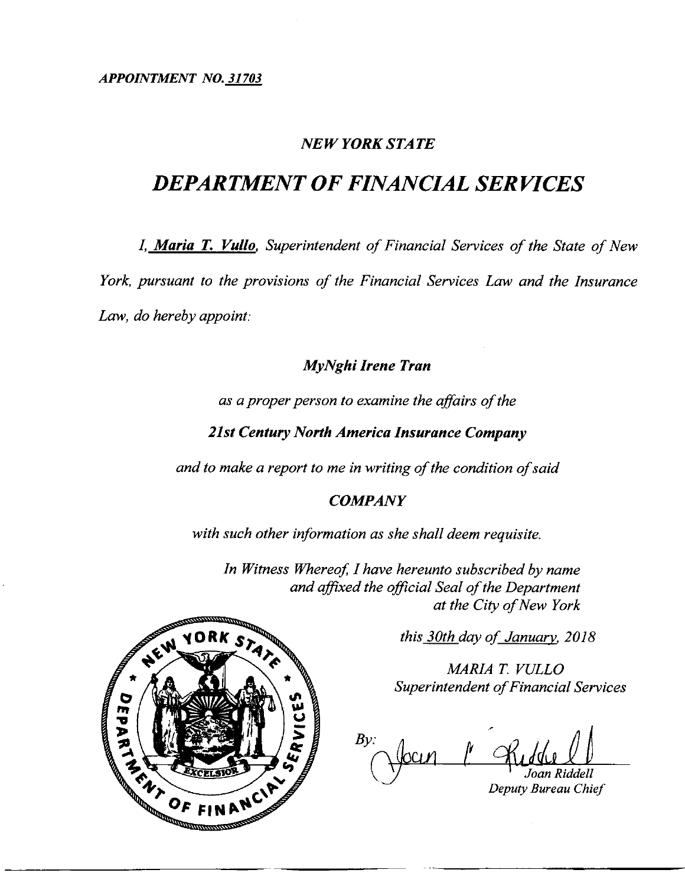*APPOINTMENT NO. 31703*

## *NEW YORK STATE*

# *DEPARTMENT OF FINANCIAL SERVICES*

*I, **Maria T. Vullo**, Superintendent of Financial Services of the State of New York, pursuant to the provisions of the Financial Services Law and the Insurance Law, do hereby appoint:*

***MyNghi Irene Tran***

*as a proper person to examine the affairs of the*

***21st Century North America Insurance Company***

*and to make a report to me in writing of the condition of said*

***COMPANY***

*with such other information as she shall deem requisite.*

*In Witness Whereof, I have hereunto subscribed by name and affixed the official Seal of the Department at the City of New York*

*this 30th day of January, 2018*

*MARIA T. VULLO*
*Superintendent of Financial Services*

*By:* Joan Riddell

*Joan Riddell*
*Deputy Bureau Chief*